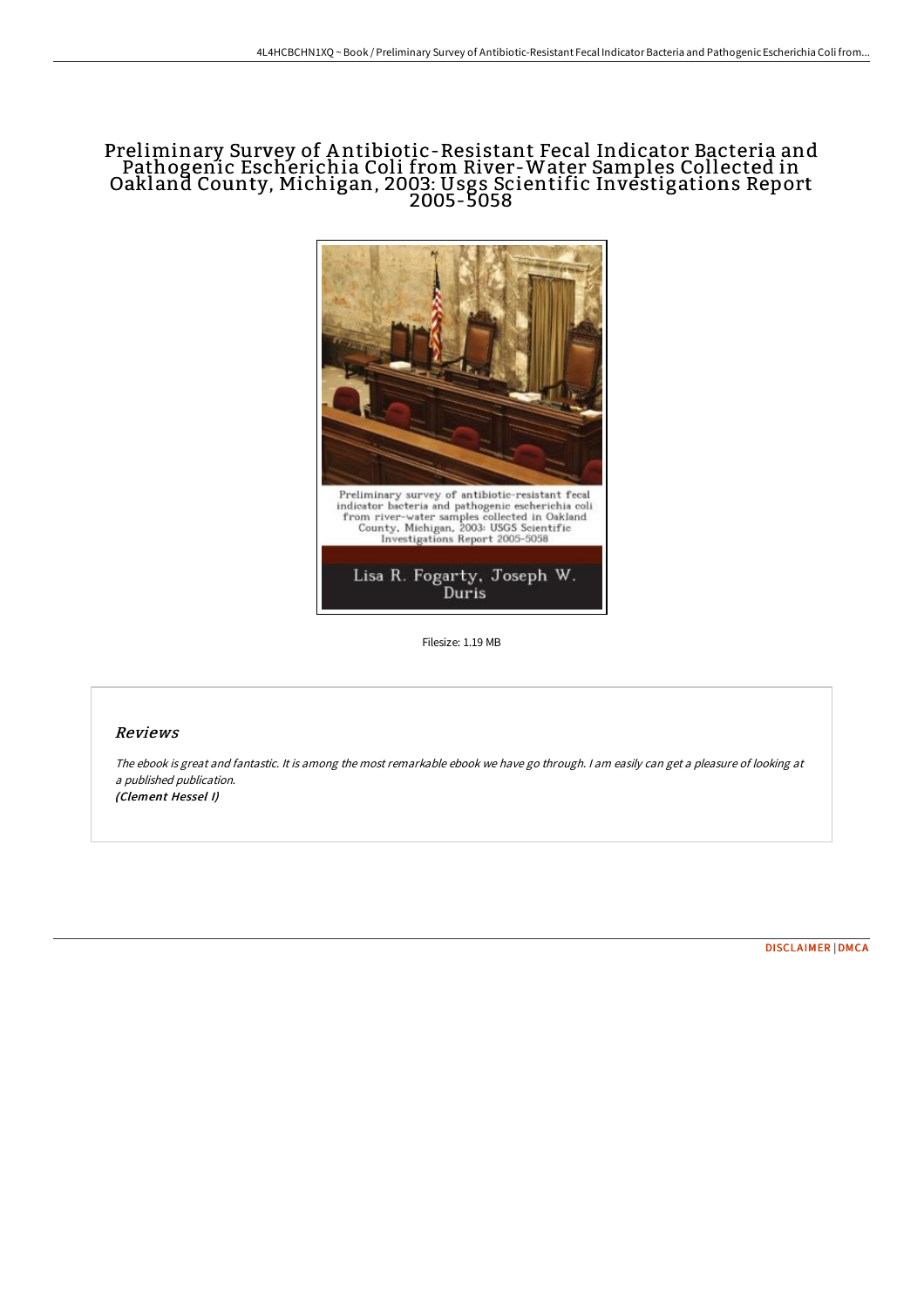# Preliminary Survey of Antibiotic-Resistant Fecal Indicator Bacteria and Pathogenic Escherichia Coli from River-Water Samples Collected in Oakland County, Michigan, 2003: Usgs Scientific Investigations Report 2005-5058

Filesize: 1.19 MB

## *Reviews*

*The ebook is great and fantastic. It is among the most remarkable ebook we have go through. I am easily can get a pleasure of looking at a published publication.*
***(Clement Hessel I)***

DISCLAIMER | DMCA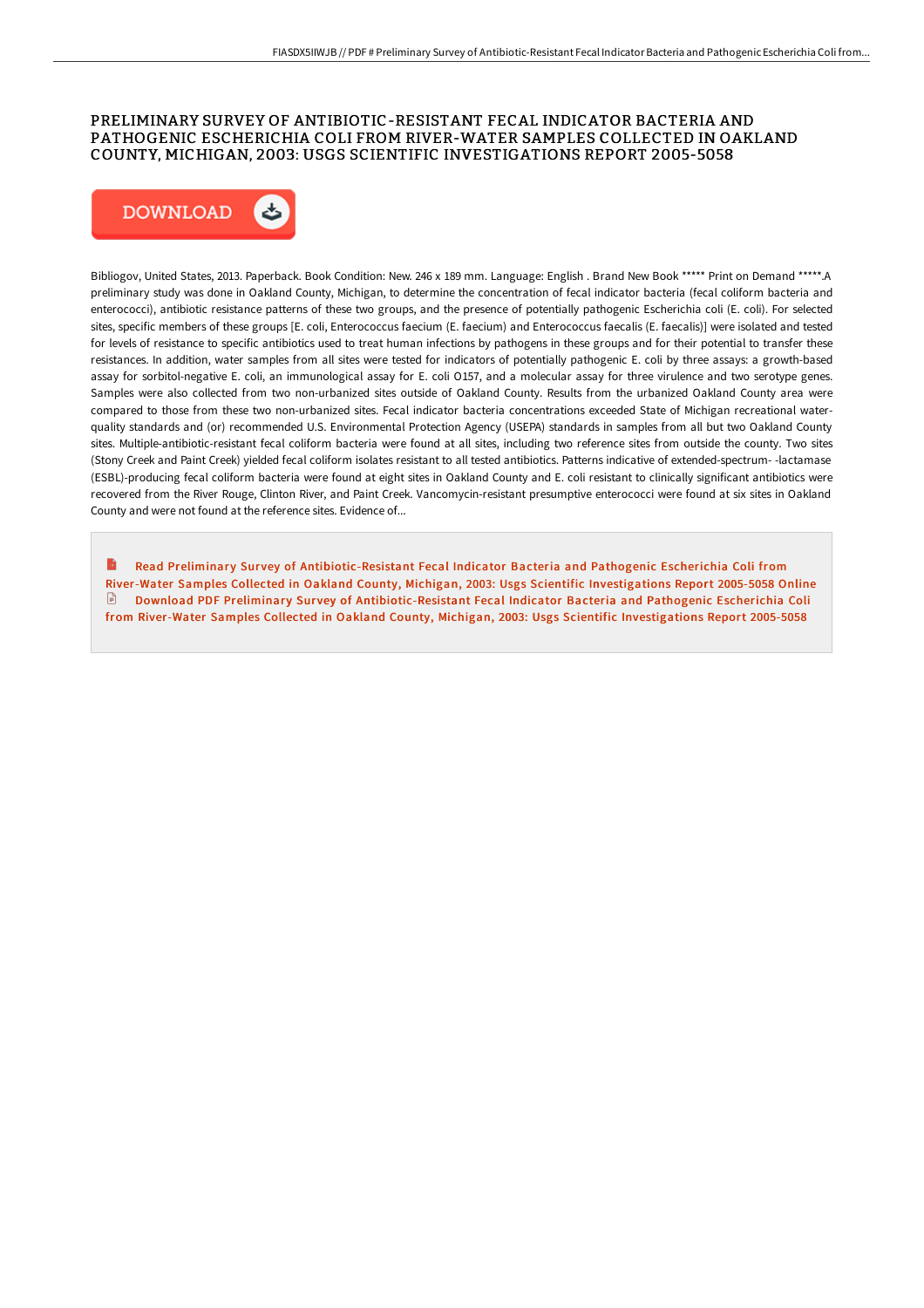# PRELIMINARY SURVEY OF ANTIBIOTIC-RESISTANT FECAL INDICATOR BACTERIA AND PATHOGENIC ESCHERICHIA COLI FROM RIVER-WATER SAMPLES COLLECTED IN OAKLAND COUNTY, MICHIGAN, 2003: USGS SCIENTIFIC INVESTIGATIONS REPORT 2005-5058

DOWNLOAD

Bibliogov, United States, 2013. Paperback. Book Condition: New. 246 x 189 mm. Language: English . Brand New Book ***** Print on Demand *****.A preliminary study was done in Oakland County, Michigan, to determine the concentration of fecal indicator bacteria (fecal coliform bacteria and enterococci), antibiotic resistance patterns of these two groups, and the presence of potentially pathogenic Escherichia coli (E. coli). For selected sites, specific members of these groups [E. coli, Enterococcus faecium (E. faecium) and Enterococcus faecalis (E. faecalis)] were isolated and tested for levels of resistance to specific antibiotics used to treat human infections by pathogens in these groups and for their potential to transfer these resistances. In addition, water samples from all sites were tested for indicators of potentially pathogenic E. coli by three assays: a growth-based assay for sorbitol-negative E. coli, an immunological assay for E. coli O157, and a molecular assay for three virulence and two serotype genes. Samples were also collected from two non-urbanized sites outside of Oakland County. Results from the urbanized Oakland County area were compared to those from these two non-urbanized sites. Fecal indicator bacteria concentrations exceeded State of Michigan recreational water-quality standards and (or) recommended U.S. Environmental Protection Agency (USEPA) standards in samples from all but two Oakland County sites. Multiple-antibiotic-resistant fecal coliform bacteria were found at all sites, including two reference sites from outside the county. Two sites (Stony Creek and Paint Creek) yielded fecal coliform isolates resistant to all tested antibiotics. Patterns indicative of extended-spectrum- -lactamase (ESBL)-producing fecal coliform bacteria were found at eight sites in Oakland County and E. coli resistant to clinically significant antibiotics were recovered from the River Rouge, Clinton River, and Paint Creek. Vancomycin-resistant presumptive enterococci were found at six sites in Oakland County and were not found at the reference sites. Evidence of...

Read Preliminary Survey of Antibiotic-Resistant Fecal Indicator Bacteria and Pathogenic Escherichia Coli from River-Water Samples Collected in Oakland County, Michigan, 2003: Usgs Scientific Investigations Report 2005-5058 Online

Download PDF Preliminary Survey of Antibiotic-Resistant Fecal Indicator Bacteria and Pathogenic Escherichia Coli from River-Water Samples Collected in Oakland County, Michigan, 2003: Usgs Scientific Investigations Report 2005-5058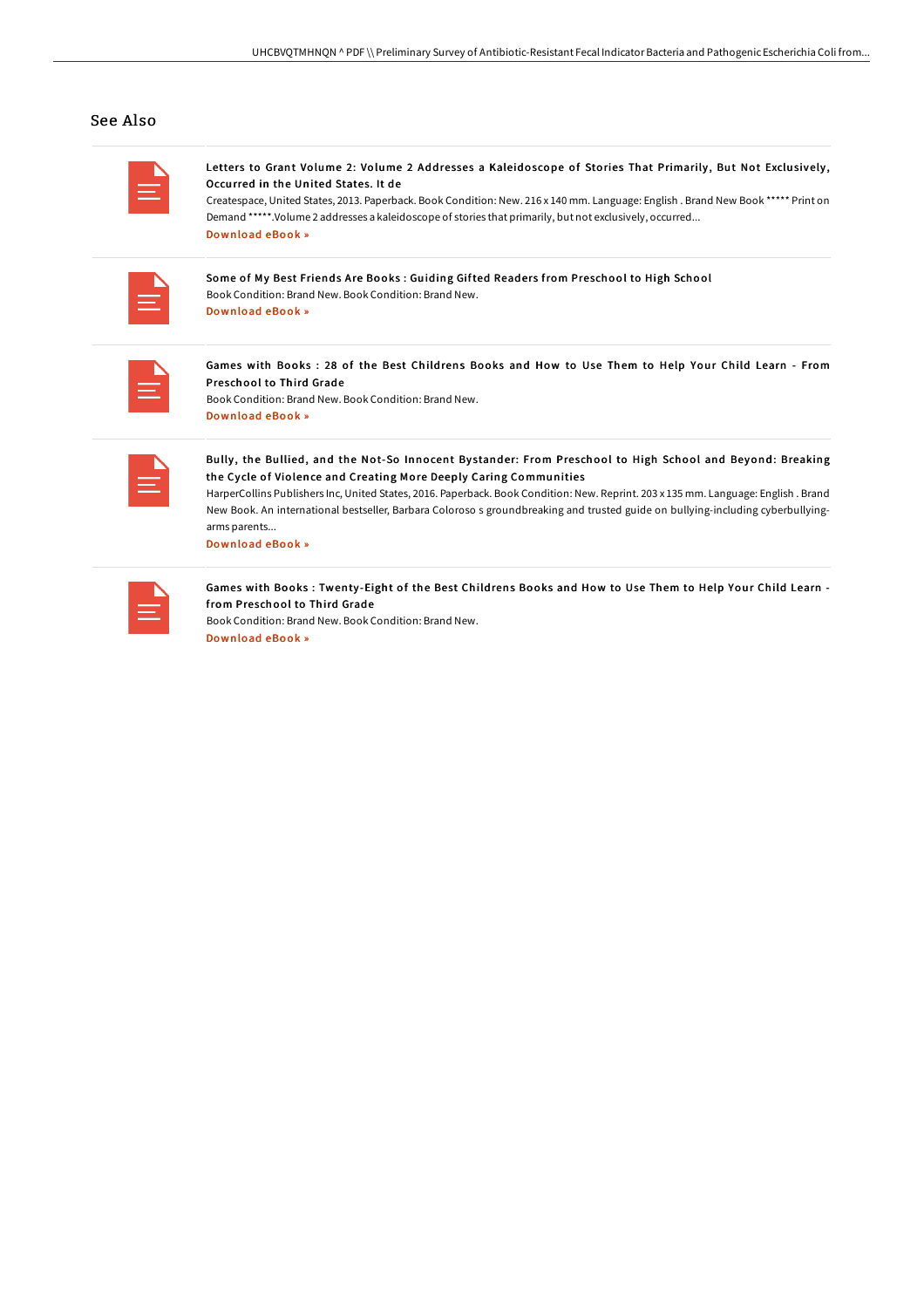## See Also

**Letters to Grant Volume 2: Volume 2 Addresses a Kaleidoscope of Stories That Primarily, But Not Exclusively, Occurred in the United States. It de**

Createspace, United States, 2013. Paperback. Book Condition: New. 216 x 140 mm. Language: English . Brand New Book ***** Print on Demand *****.Volume 2 addresses a kaleidoscope of stories that primarily, but not exclusively, occurred...

Download eBook »

**Some of My Best Friends Are Books : Guiding Gifted Readers from Preschool to High School**

Book Condition: Brand New. Book Condition: Brand New.

Download eBook »

**Games with Books : 28 of the Best Childrens Books and How to Use Them to Help Your Child Learn - From Preschool to Third Grade**

Book Condition: Brand New. Book Condition: Brand New.

Download eBook »

**Bully, the Bullied, and the Not-So Innocent Bystander: From Preschool to High School and Beyond: Breaking the Cycle of Violence and Creating More Deeply Caring Communities**

HarperCollins Publishers Inc, United States, 2016. Paperback. Book Condition: New. Reprint. 203 x 135 mm. Language: English . Brand New Book. An international bestseller, Barbara Coloroso s groundbreaking and trusted guide on bullying-including cyberbullying-arms parents...

Download eBook »

**Games with Books : Twenty-Eight of the Best Childrens Books and How to Use Them to Help Your Child Learn - from Preschool to Third Grade**

Book Condition: Brand New. Book Condition: Brand New.

Download eBook »